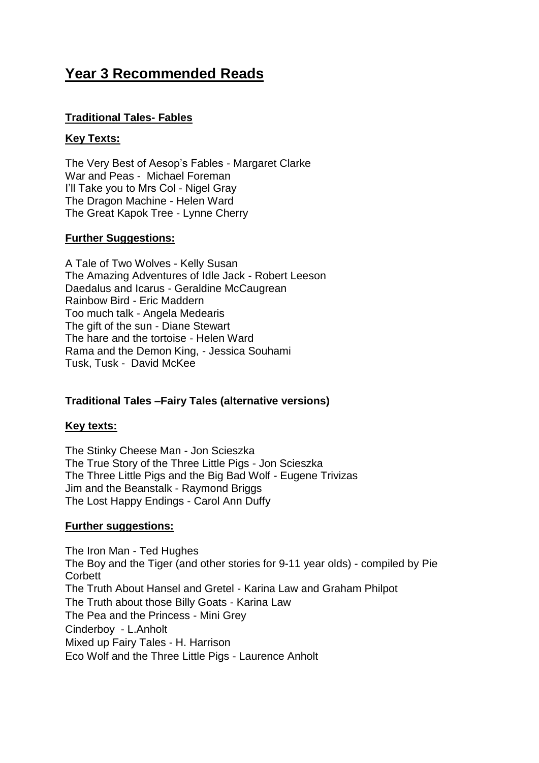# Year 3 Recommended Reads

## Traditional Tales- Fables

### Key Texts:

The Very Best of Aesop's Fables - Margaret Clarke
War and Peas - Michael Foreman
I'll Take you to Mrs Col - Nigel Gray
The Dragon Machine - Helen Ward
The Great Kapok Tree - Lynne Cherry

### Further Suggestions:

A Tale of Two Wolves - Kelly Susan
The Amazing Adventures of Idle Jack - Robert Leeson
Daedalus and Icarus - Geraldine McCaugrean
Rainbow Bird - Eric Maddern
Too much talk - Angela Medearis
The gift of the sun - Diane Stewart
The hare and the tortoise - Helen Ward
Rama and the Demon King, - Jessica Souhami
Tusk, Tusk - David McKee

## Traditional Tales –Fairy Tales (alternative versions)

### Key texts:

The Stinky Cheese Man - Jon Scieszka
The True Story of the Three Little Pigs - Jon Scieszka
The Three Little Pigs and the Big Bad Wolf - Eugene Trivizas
Jim and the Beanstalk - Raymond Briggs
The Lost Happy Endings - Carol Ann Duffy

### Further suggestions:

The Iron Man - Ted Hughes
The Boy and the Tiger (and other stories for 9-11 year olds) - compiled by Pie Corbett
The Truth About Hansel and Gretel - Karina Law and Graham Philpot
The Truth about those Billy Goats - Karina Law
The Pea and the Princess - Mini Grey
Cinderboy - L.Anholt
Mixed up Fairy Tales - H. Harrison
Eco Wolf and the Three Little Pigs - Laurence Anholt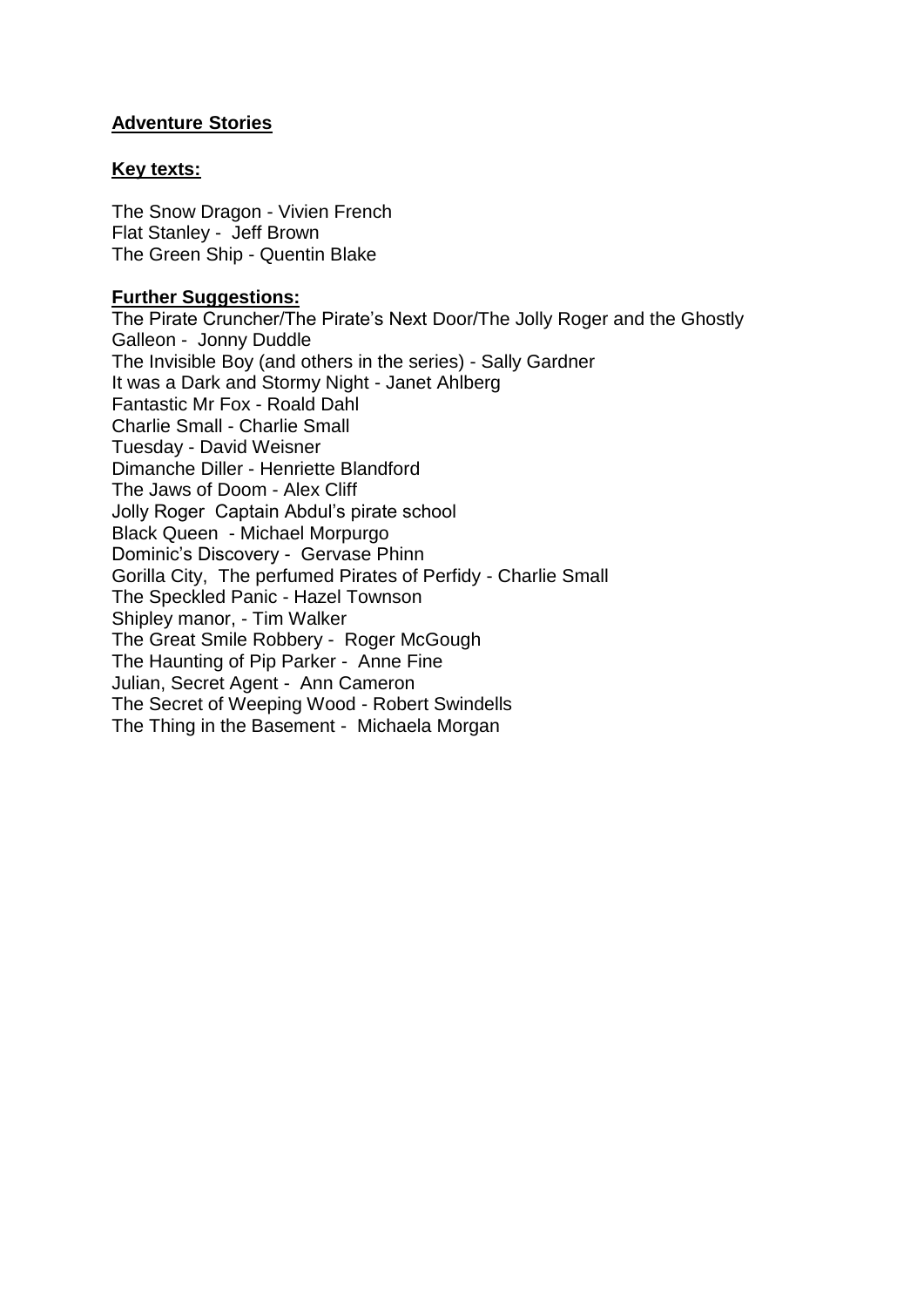**Adventure Stories**

**Key texts:**

The Snow Dragon - Vivien French
Flat Stanley - Jeff Brown
The Green Ship - Quentin Blake

**Further Suggestions:**

The Pirate Cruncher/The Pirate's Next Door/The Jolly Roger and the Ghostly Galleon - Jonny Duddle
The Invisible Boy (and others in the series) - Sally Gardner
It was a Dark and Stormy Night - Janet Ahlberg
Fantastic Mr Fox - Roald Dahl
Charlie Small - Charlie Small
Tuesday - David Weisner
Dimanche Diller - Henriette Blandford
The Jaws of Doom - Alex Cliff
Jolly Roger Captain Abdul's pirate school
Black Queen - Michael Morpurgo
Dominic's Discovery - Gervase Phinn
Gorilla City, The perfumed Pirates of Perfidy - Charlie Small
The Speckled Panic - Hazel Townson
Shipley manor, - Tim Walker
The Great Smile Robbery - Roger McGough
The Haunting of Pip Parker - Anne Fine
Julian, Secret Agent - Ann Cameron
The Secret of Weeping Wood - Robert Swindells
The Thing in the Basement - Michaela Morgan